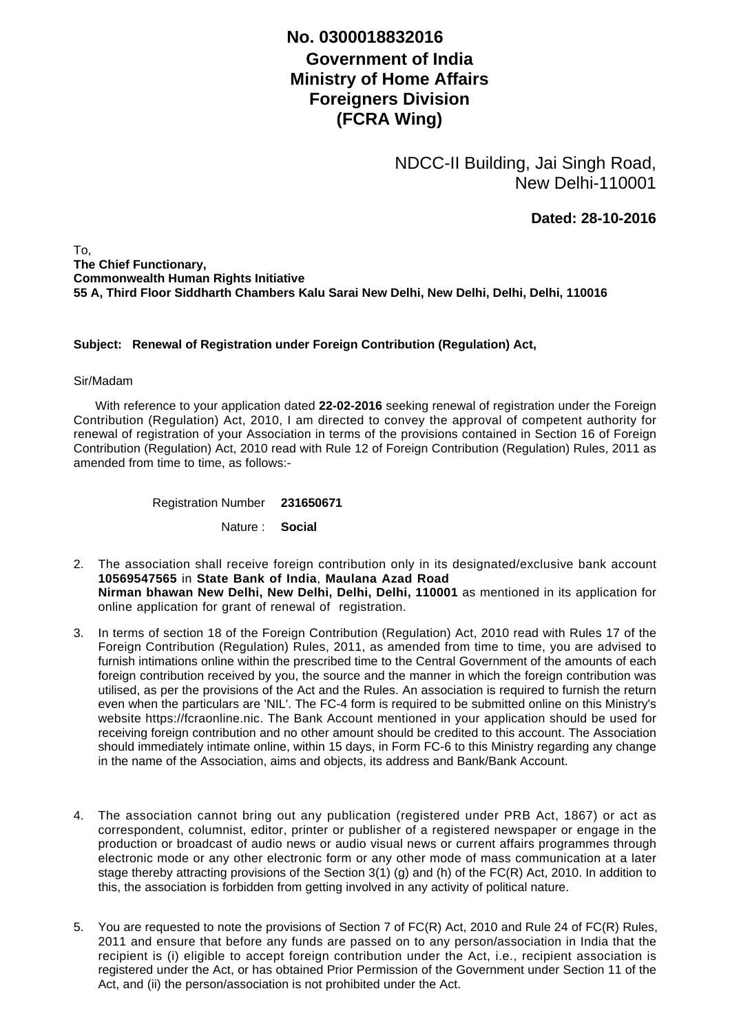**No. 0300018832016**

**Government of India**
**Ministry of Home Affairs**
**Foreigners Division**
**(FCRA Wing)**

NDCC-II Building, Jai Singh Road,
New Delhi-110001

**Dated: 28-10-2016**

To,
**The Chief Functionary,**
**Commonwealth Human Rights Initiative**
**55 A, Third Floor Siddharth Chambers Kalu Sarai New Delhi, New Delhi, Delhi, Delhi, 110016**

**Subject: Renewal of Registration under Foreign Contribution (Regulation) Act,**

Sir/Madam

With reference to your application dated **22-02-2016** seeking renewal of registration under the Foreign Contribution (Regulation) Act, 2010, I am directed to convey the approval of competent authority for renewal of registration of your Association in terms of the provisions contained in Section 16 of Foreign Contribution (Regulation) Act, 2010 read with Rule 12 of Foreign Contribution (Regulation) Rules, 2011 as amended from time to time, as follows:-

Registration Number **231650671**

Nature : **Social**

2. The association shall receive foreign contribution only in its designated/exclusive bank account **10569547565** in **State Bank of India**, **Maulana Azad Road Nirman bhawan New Delhi, New Delhi, Delhi, Delhi, 110001** as mentioned in its application for online application for grant of renewal of registration.

3. In terms of section 18 of the Foreign Contribution (Regulation) Act, 2010 read with Rules 17 of the Foreign Contribution (Regulation) Rules, 2011, as amended from time to time, you are advised to furnish intimations online within the prescribed time to the Central Government of the amounts of each foreign contribution received by you, the source and the manner in which the foreign contribution was utilised, as per the provisions of the Act and the Rules. An association is required to furnish the return even when the particulars are 'NIL'. The FC-4 form is required to be submitted online on this Ministry's website https://fcraonline.nic. The Bank Account mentioned in your application should be used for receiving foreign contribution and no other amount should be credited to this account. The Association should immediately intimate online, within 15 days, in Form FC-6 to this Ministry regarding any change in the name of the Association, aims and objects, its address and Bank/Bank Account.

4. The association cannot bring out any publication (registered under PRB Act, 1867) or act as correspondent, columnist, editor, printer or publisher of a registered newspaper or engage in the production or broadcast of audio news or audio visual news or current affairs programmes through electronic mode or any other electronic form or any other mode of mass communication at a later stage thereby attracting provisions of the Section 3(1) (g) and (h) of the FC(R) Act, 2010. In addition to this, the association is forbidden from getting involved in any activity of political nature.

5. You are requested to note the provisions of Section 7 of FC(R) Act, 2010 and Rule 24 of FC(R) Rules, 2011 and ensure that before any funds are passed on to any person/association in India that the recipient is (i) eligible to accept foreign contribution under the Act, i.e., recipient association is registered under the Act, or has obtained Prior Permission of the Government under Section 11 of the Act, and (ii) the person/association is not prohibited under the Act.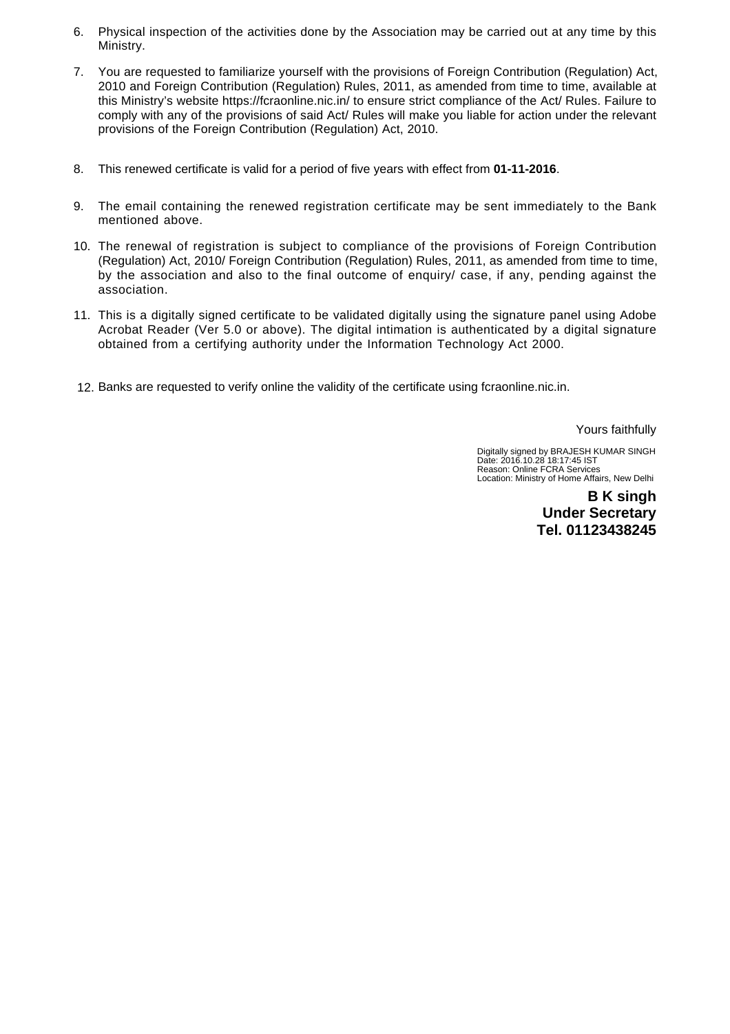6. Physical inspection of the activities done by the Association may be carried out at any time by this Ministry.

7. You are requested to familiarize yourself with the provisions of Foreign Contribution (Regulation) Act, 2010 and Foreign Contribution (Regulation) Rules, 2011, as amended from time to time, available at this Ministry's website https://fcraonline.nic.in/ to ensure strict compliance of the Act/ Rules. Failure to comply with any of the provisions of said Act/ Rules will make you liable for action under the relevant provisions of the Foreign Contribution (Regulation) Act, 2010.

8. This renewed certificate is valid for a period of five years with effect from **01-11-2016**.

9. The email containing the renewed registration certificate may be sent immediately to the Bank mentioned above.

10. The renewal of registration is subject to compliance of the provisions of Foreign Contribution (Regulation) Act, 2010/ Foreign Contribution (Regulation) Rules, 2011, as amended from time to time, by the association and also to the final outcome of enquiry/ case, if any, pending against the association.

11. This is a digitally signed certificate to be validated digitally using the signature panel using Adobe Acrobat Reader (Ver 5.0 or above). The digital intimation is authenticated by a digital signature obtained from a certifying authority under the Information Technology Act 2000.

12. Banks are requested to verify online the validity of the certificate using fcraonline.nic.in.

Yours faithfully

Digitally signed by BRAJESH KUMAR SINGH
Date: 2016.10.28 18:17:45 IST
Reason: Online FCRA Services
Location: Ministry of Home Affairs, New Delhi

**B K singh**
**Under Secretary**
**Tel. 01123438245**